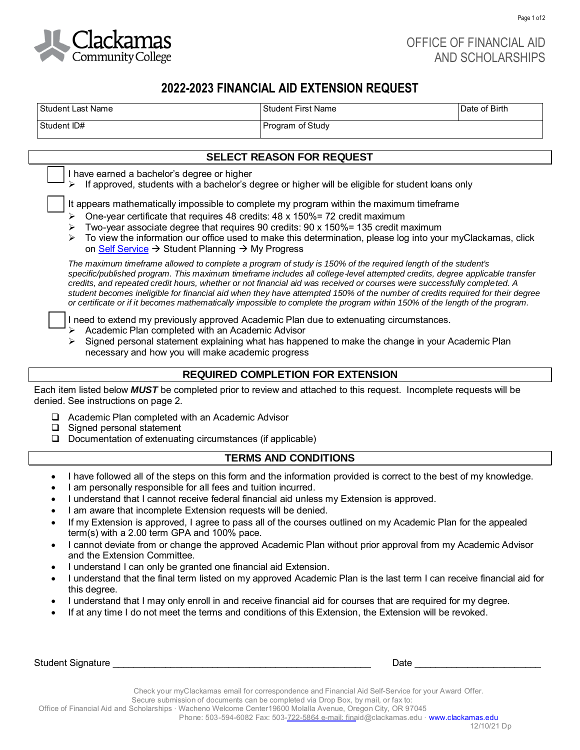Clackamas Community College

OFFICE OF FINANCIAL AID AND SCHOLARSHIPS

# 2022-2023 FINANCIAL AID EXTENSION REQUEST

| Student Last Name | Student First Name | Date of Birth |
|---|---|---|
| Student ID# | Program of Study | |

## SELECT REASON FOR REQUEST

☐ I have earned a bachelor's degree or higher
- If approved, students with a bachelor's degree or higher will be eligible for student loans only

☐ It appears mathematically impossible to complete my program within the maximum timeframe
- One-year certificate that requires 48 credits: 48 x 150%= 72 credit maximum
- Two-year associate degree that requires 90 credits: 90 x 150%= 135 credit maximum
- To view the information our office used to make this determination, please log into your myClackamas, click on Self Service → Student Planning → My Progress

*The maximum timeframe allowed to complete a program of study is 150% of the required length of the student's specific/published program. This maximum timeframe includes all college-level attempted credits, degree applicable transfer credits, and repeated credit hours, whether or not financial aid was received or courses were successfully completed. A student becomes ineligible for financial aid when they have attempted 150% of the number of credits required for their degree or certificate or if it becomes mathematically impossible to complete the program within 150% of the length of the program.*

☐ I need to extend my previously approved Academic Plan due to extenuating circumstances.
- Academic Plan completed with an Academic Advisor
- Signed personal statement explaining what has happened to make the change in your Academic Plan necessary and how you will make academic progress

## REQUIRED COMPLETION FOR EXTENSION

Each item listed below ***MUST*** be completed prior to review and attached to this request. Incomplete requests will be denied. See instructions on page 2.

- ☐ Academic Plan completed with an Academic Advisor
- ☐ Signed personal statement
- ☐ Documentation of extenuating circumstances (if applicable)

## TERMS AND CONDITIONS

- I have followed all of the steps on this form and the information provided is correct to the best of my knowledge.
- I am personally responsible for all fees and tuition incurred.
- I understand that I cannot receive federal financial aid unless my Extension is approved.
- I am aware that incomplete Extension requests will be denied.
- If my Extension is approved, I agree to pass all of the courses outlined on my Academic Plan for the appealed term(s) with a 2.00 term GPA and 100% pace.
- I cannot deviate from or change the approved Academic Plan without prior approval from my Academic Advisor and the Extension Committee.
- I understand I can only be granted one financial aid Extension.
- I understand that the final term listed on my approved Academic Plan is the last term I can receive financial aid for this degree.
- I understand that I may only enroll in and receive financial aid for courses that are required for my degree.
- If at any time I do not meet the terms and conditions of this Extension, the Extension will be revoked.

Student Signature ______________________________ Date ____________________

Check your myClackamas email for correspondence and Financial Aid Self-Service for your Award Offer.
Secure submission of documents can be completed via Drop Box, by mail, or fax to:
Office of Financial Aid and Scholarships · Wacheno Welcome Center19600 Molalla Avenue, Oregon City, OR 97045
Phone: 503-594-6082 Fax: 503-722-5864 e-mail: finaid@clackamas.edu · www.clackamas.edu

12/10/21 Dp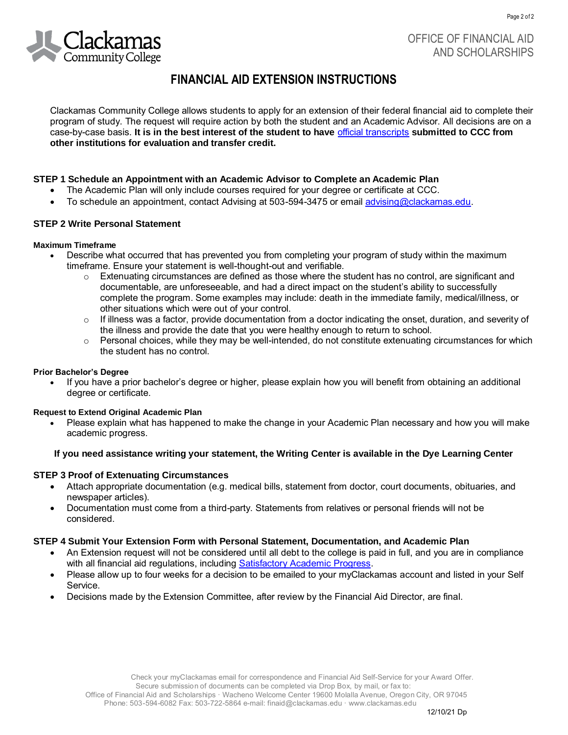# FINANCIAL AID EXTENSION INSTRUCTIONS

OFFICE OF FINANCIAL AID AND SCHOLARSHIPS

Clackamas Community College allows students to apply for an extension of their federal financial aid to complete their program of study. The request will require action by both the student and an Academic Advisor. All decisions are on a case-by-case basis. **It is in the best interest of the student to have** official transcripts **submitted to CCC from other institutions for evaluation and transfer credit.**

### STEP 1 Schedule an Appointment with an Academic Advisor to Complete an Academic Plan

- The Academic Plan will only include courses required for your degree or certificate at CCC.
- To schedule an appointment, contact Advising at 503-594-3475 or email advising@clackamas.edu.

### STEP 2 Write Personal Statement

**Maximum Timeframe**

- Describe what occurred that has prevented you from completing your program of study within the maximum timeframe. Ensure your statement is well-thought-out and verifiable.
  - Extenuating circumstances are defined as those where the student has no control, are significant and documentable, are unforeseeable, and had a direct impact on the student's ability to successfully complete the program. Some examples may include: death in the immediate family, medical/illness, or other situations which were out of your control.
  - If illness was a factor, provide documentation from a doctor indicating the onset, duration, and severity of the illness and provide the date that you were healthy enough to return to school.
  - Personal choices, while they may be well-intended, do not constitute extenuating circumstances for which the student has no control.

**Prior Bachelor's Degree**

- If you have a prior bachelor's degree or higher, please explain how you will benefit from obtaining an additional degree or certificate.

**Request to Extend Original Academic Plan**

- Please explain what has happened to make the change in your Academic Plan necessary and how you will make academic progress.

**If you need assistance writing your statement, the Writing Center is available in the Dye Learning Center**

### STEP 3 Proof of Extenuating Circumstances

- Attach appropriate documentation (e.g. medical bills, statement from doctor, court documents, obituaries, and newspaper articles).
- Documentation must come from a third-party. Statements from relatives or personal friends will not be considered.

### STEP 4 Submit Your Extension Form with Personal Statement, Documentation, and Academic Plan

- An Extension request will not be considered until all debt to the college is paid in full, and you are in compliance with all financial aid regulations, including Satisfactory Academic Progress.
- Please allow up to four weeks for a decision to be emailed to your myClackamas account and listed in your Self Service.
- Decisions made by the Extension Committee, after review by the Financial Aid Director, are final.

Check your myClackamas email for correspondence and Financial Aid Self-Service for your Award Offer.
Secure submission of documents can be completed via Drop Box, by mail, or fax to:
Office of Financial Aid and Scholarships · Wacheno Welcome Center 19600 Molalla Avenue, Oregon City, OR 97045
Phone: 503-594-6082 Fax: 503-722-5864 e-mail: finaid@clackamas.edu · www.clackamas.edu

12/10/21 Dp